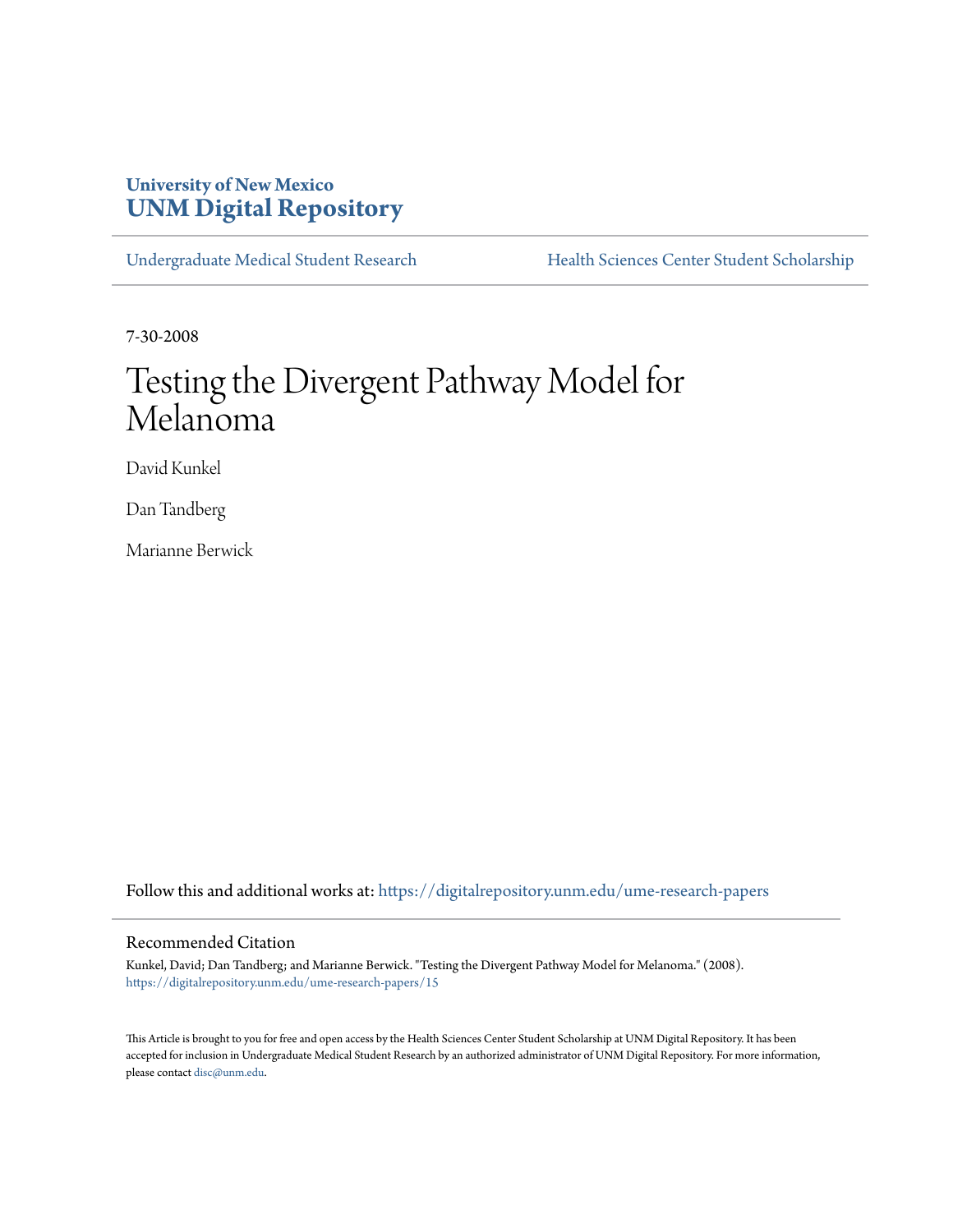University of New Mexico
**UNM Digital Repository**

Undergraduate Medical Student Research | Health Sciences Center Student Scholarship

7-30-2008

# Testing the Divergent Pathway Model for Melanoma

David Kunkel

Dan Tandberg

Marianne Berwick

Follow this and additional works at: https://digitalrepository.unm.edu/ume-research-papers

## Recommended Citation

Kunkel, David; Dan Tandberg; and Marianne Berwick. "Testing the Divergent Pathway Model for Melanoma." (2008). https://digitalrepository.unm.edu/ume-research-papers/15

This Article is brought to you for free and open access by the Health Sciences Center Student Scholarship at UNM Digital Repository. It has been accepted for inclusion in Undergraduate Medical Student Research by an authorized administrator of UNM Digital Repository. For more information, please contact disc@unm.edu.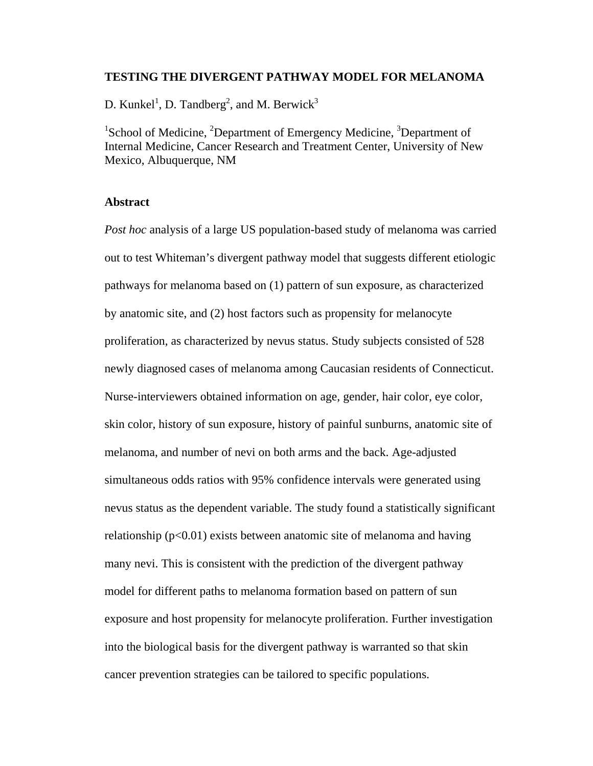# TESTING THE DIVERGENT PATHWAY MODEL FOR MELANOMA

D. Kunkel[1], D. Tandberg[2], and M. Berwick[3]

[1]School of Medicine, [2]Department of Emergency Medicine, [3]Department of Internal Medicine, Cancer Research and Treatment Center, University of New Mexico, Albuquerque, NM

## Abstract

*Post hoc* analysis of a large US population-based study of melanoma was carried out to test Whiteman's divergent pathway model that suggests different etiologic pathways for melanoma based on (1) pattern of sun exposure, as characterized by anatomic site, and (2) host factors such as propensity for melanocyte proliferation, as characterized by nevus status. Study subjects consisted of 528 newly diagnosed cases of melanoma among Caucasian residents of Connecticut. Nurse-interviewers obtained information on age, gender, hair color, eye color, skin color, history of sun exposure, history of painful sunburns, anatomic site of melanoma, and number of nevi on both arms and the back. Age-adjusted simultaneous odds ratios with 95% confidence intervals were generated using nevus status as the dependent variable. The study found a statistically significant relationship ($p<0.01$) exists between anatomic site of melanoma and having many nevi. This is consistent with the prediction of the divergent pathway model for different paths to melanoma formation based on pattern of sun exposure and host propensity for melanocyte proliferation. Further investigation into the biological basis for the divergent pathway is warranted so that skin cancer prevention strategies can be tailored to specific populations.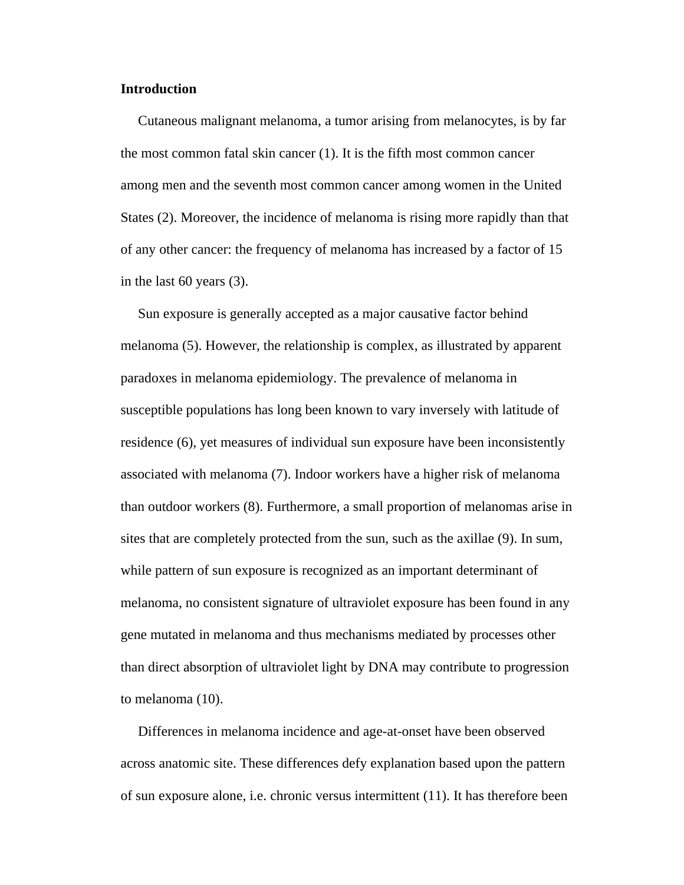**Introduction**

Cutaneous malignant melanoma, a tumor arising from melanocytes, is by far the most common fatal skin cancer (1). It is the fifth most common cancer among men and the seventh most common cancer among women in the United States (2). Moreover, the incidence of melanoma is rising more rapidly than that of any other cancer: the frequency of melanoma has increased by a factor of 15 in the last 60 years (3).

Sun exposure is generally accepted as a major causative factor behind melanoma (5). However, the relationship is complex, as illustrated by apparent paradoxes in melanoma epidemiology. The prevalence of melanoma in susceptible populations has long been known to vary inversely with latitude of residence (6), yet measures of individual sun exposure have been inconsistently associated with melanoma (7). Indoor workers have a higher risk of melanoma than outdoor workers (8). Furthermore, a small proportion of melanomas arise in sites that are completely protected from the sun, such as the axillae (9). In sum, while pattern of sun exposure is recognized as an important determinant of melanoma, no consistent signature of ultraviolet exposure has been found in any gene mutated in melanoma and thus mechanisms mediated by processes other than direct absorption of ultraviolet light by DNA may contribute to progression to melanoma (10).

Differences in melanoma incidence and age-at-onset have been observed across anatomic site. These differences defy explanation based upon the pattern of sun exposure alone, i.e. chronic versus intermittent (11). It has therefore been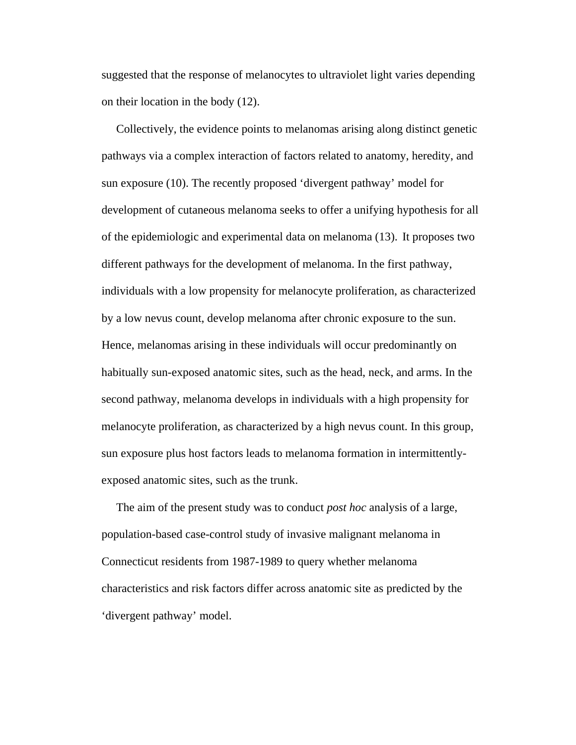suggested that the response of melanocytes to ultraviolet light varies depending on their location in the body (12).

Collectively, the evidence points to melanomas arising along distinct genetic pathways via a complex interaction of factors related to anatomy, heredity, and sun exposure (10). The recently proposed 'divergent pathway' model for development of cutaneous melanoma seeks to offer a unifying hypothesis for all of the epidemiologic and experimental data on melanoma (13). It proposes two different pathways for the development of melanoma. In the first pathway, individuals with a low propensity for melanocyte proliferation, as characterized by a low nevus count, develop melanoma after chronic exposure to the sun. Hence, melanomas arising in these individuals will occur predominantly on habitually sun-exposed anatomic sites, such as the head, neck, and arms. In the second pathway, melanoma develops in individuals with a high propensity for melanocyte proliferation, as characterized by a high nevus count. In this group, sun exposure plus host factors leads to melanoma formation in intermittently-exposed anatomic sites, such as the trunk.

The aim of the present study was to conduct *post hoc* analysis of a large, population-based case-control study of invasive malignant melanoma in Connecticut residents from 1987-1989 to query whether melanoma characteristics and risk factors differ across anatomic site as predicted by the 'divergent pathway' model.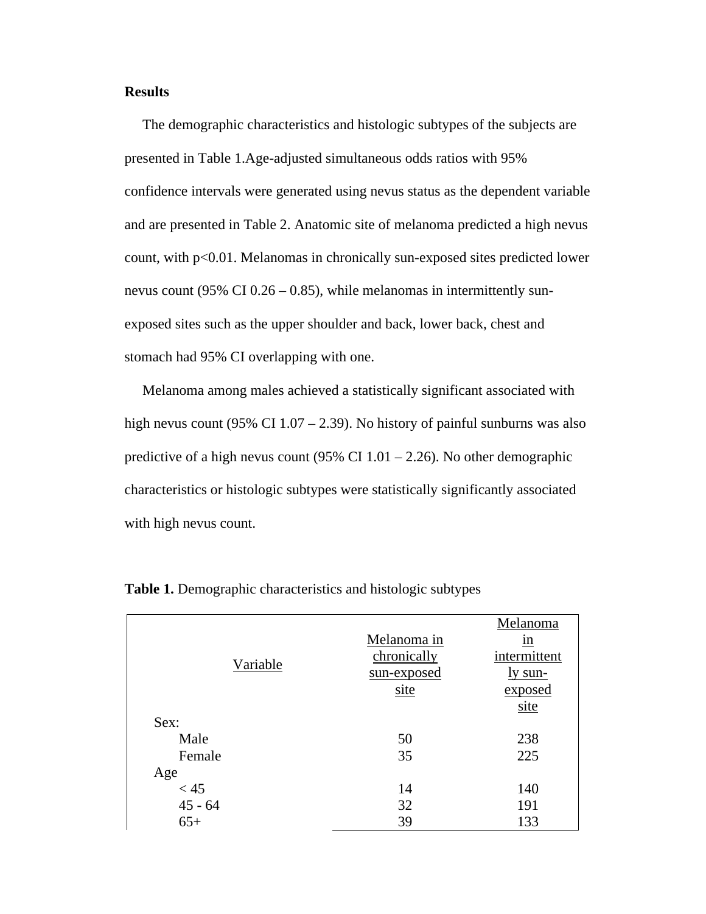**Results**

The demographic characteristics and histologic subtypes of the subjects are presented in Table 1.Age-adjusted simultaneous odds ratios with 95% confidence intervals were generated using nevus status as the dependent variable and are presented in Table 2. Anatomic site of melanoma predicted a high nevus count, with $p<0.01$. Melanomas in chronically sun-exposed sites predicted lower nevus count (95% CI 0.26 – 0.85), while melanomas in intermittently sun-exposed sites such as the upper shoulder and back, lower back, chest and stomach had 95% CI overlapping with one.

Melanoma among males achieved a statistically significant associated with high nevus count (95% CI 1.07 – 2.39). No history of painful sunburns was also predictive of a high nevus count (95% CI 1.01 – 2.26). No other demographic characteristics or histologic subtypes were statistically significantly associated with high nevus count.

**Table 1.** Demographic characteristics and histologic subtypes

| Variable | Melanoma in chronically sun-exposed site | Melanoma in intermittently sun-exposed site |
|---|---|---|
| Sex: | | |
| Male | 50 | 238 |
| Female | 35 | 225 |
| Age | | |
| < 45 | 14 | 140 |
| 45 - 64 | 32 | 191 |
| 65+ | 39 | 133 |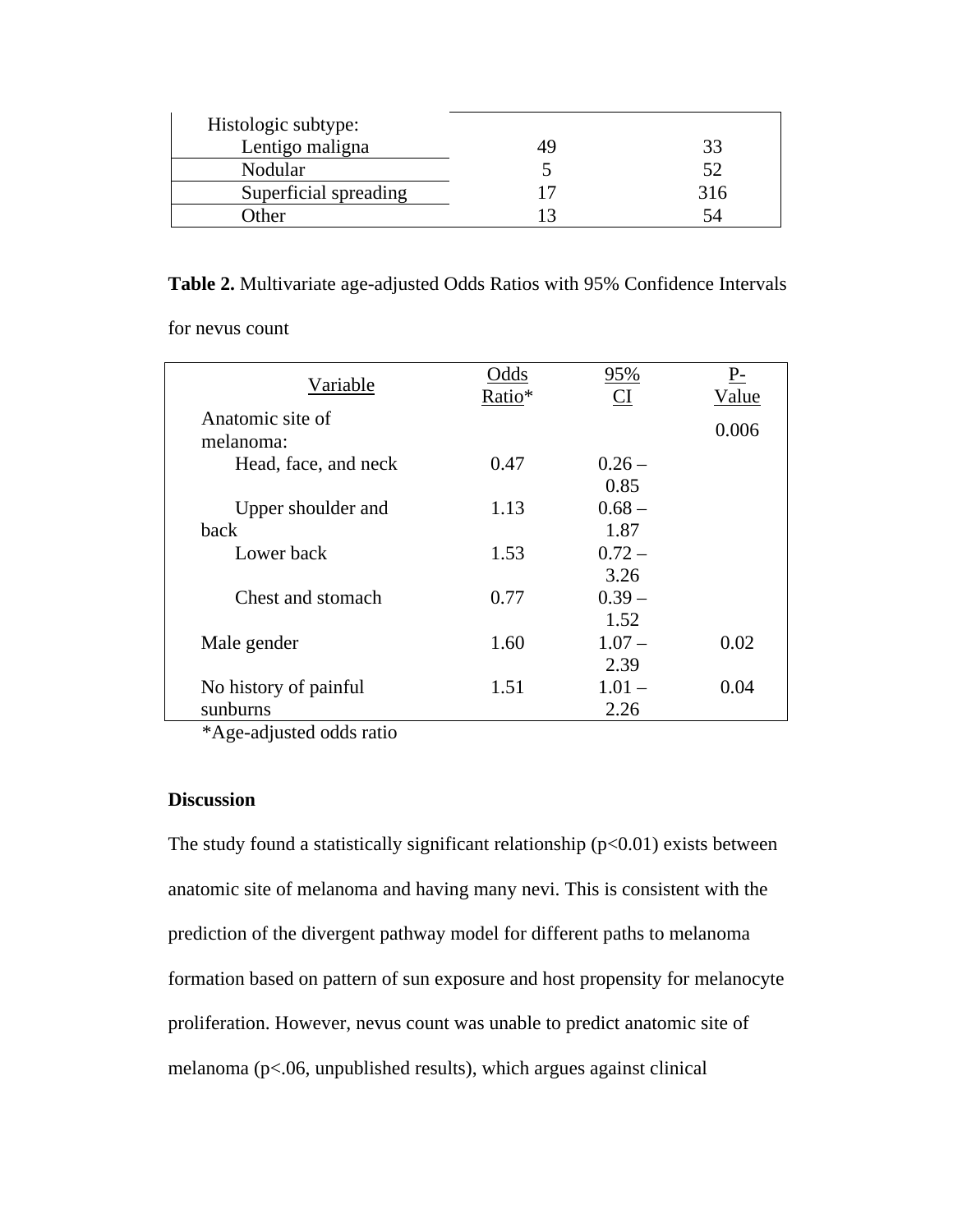| Histologic subtype: | | |
| --- | --- | --- |
| Lentigo maligna | 49 | 33 |
| Nodular | 5 | 52 |
| Superficial spreading | 17 | 316 |
| Other | 13 | 54 |

**Table 2.** Multivariate age-adjusted Odds Ratios with 95% Confidence Intervals for nevus count

| Variable | Odds Ratio* | 95% CI | P-Value |
| --- | --- | --- | --- |
| Anatomic site of melanoma: | | | 0.006 |
| Head, face, and neck | 0.47 | 0.26 – 0.85 | |
| Upper shoulder and back | 1.13 | 0.68 – 1.87 | |
| Lower back | 1.53 | 0.72 – 3.26 | |
| Chest and stomach | 0.77 | 0.39 – 1.52 | |
| Male gender | 1.60 | 1.07 – 2.39 | 0.02 |
| No history of painful sunburns | 1.51 | 1.01 – 2.26 | 0.04 |

*Age-adjusted odds ratio

## Discussion

The study found a statistically significant relationship ($p<0.01$) exists between anatomic site of melanoma and having many nevi. This is consistent with the prediction of the divergent pathway model for different paths to melanoma formation based on pattern of sun exposure and host propensity for melanocyte proliferation. However, nevus count was unable to predict anatomic site of melanoma ($p<.06$, unpublished results), which argues against clinical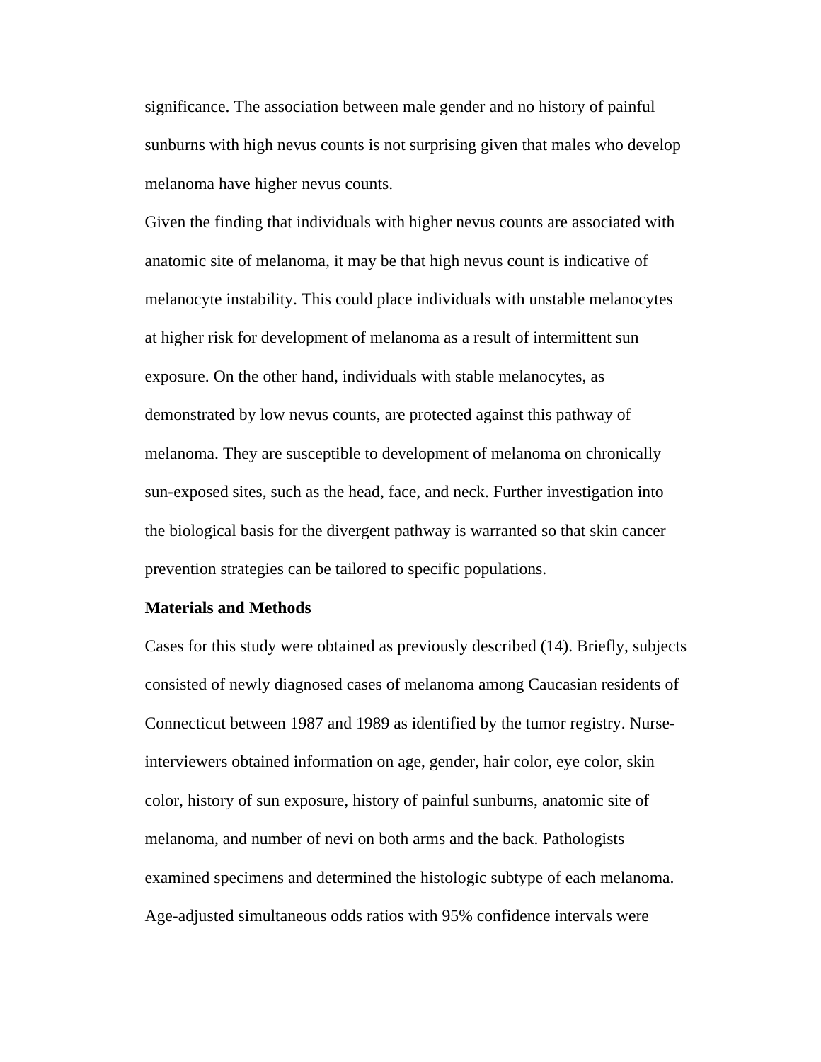significance. The association between male gender and no history of painful sunburns with high nevus counts is not surprising given that males who develop melanoma have higher nevus counts.

Given the finding that individuals with higher nevus counts are associated with anatomic site of melanoma, it may be that high nevus count is indicative of melanocyte instability. This could place individuals with unstable melanocytes at higher risk for development of melanoma as a result of intermittent sun exposure. On the other hand, individuals with stable melanocytes, as demonstrated by low nevus counts, are protected against this pathway of melanoma. They are susceptible to development of melanoma on chronically sun-exposed sites, such as the head, face, and neck. Further investigation into the biological basis for the divergent pathway is warranted so that skin cancer prevention strategies can be tailored to specific populations.

**Materials and Methods**

Cases for this study were obtained as previously described (14). Briefly, subjects consisted of newly diagnosed cases of melanoma among Caucasian residents of Connecticut between 1987 and 1989 as identified by the tumor registry. Nurse-interviewers obtained information on age, gender, hair color, eye color, skin color, history of sun exposure, history of painful sunburns, anatomic site of melanoma, and number of nevi on both arms and the back. Pathologists examined specimens and determined the histologic subtype of each melanoma. Age-adjusted simultaneous odds ratios with 95% confidence intervals were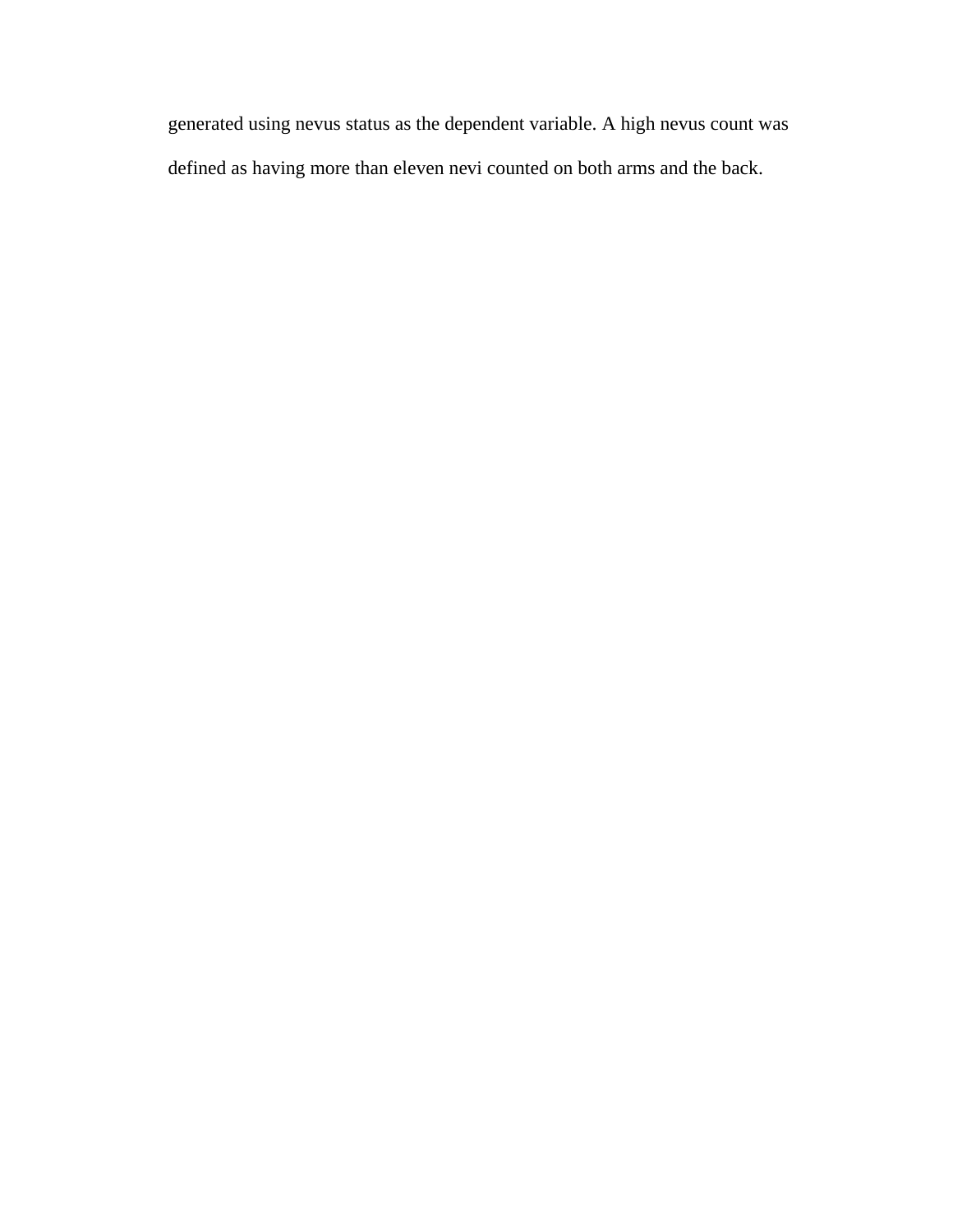generated using nevus status as the dependent variable. A high nevus count was defined as having more than eleven nevi counted on both arms and the back.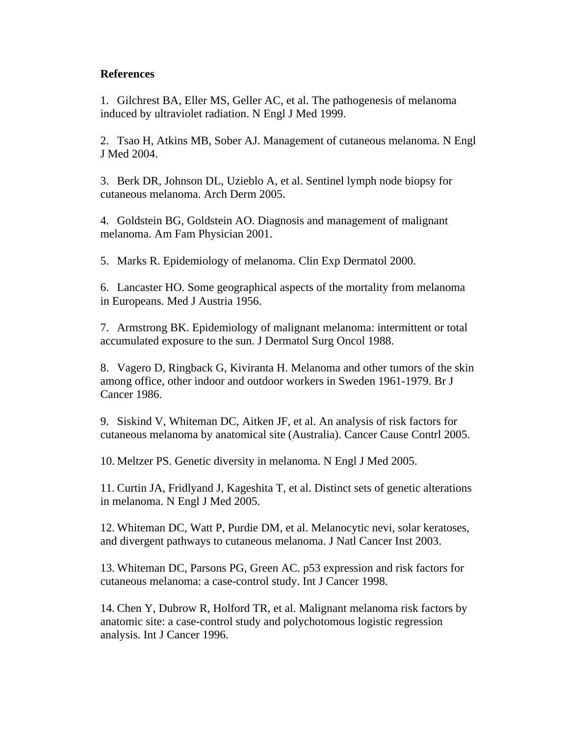**References**

1. Gilchrest BA, Eller MS, Geller AC, et al. The pathogenesis of melanoma induced by ultraviolet radiation. N Engl J Med 1999.

2. Tsao H, Atkins MB, Sober AJ. Management of cutaneous melanoma. N Engl J Med 2004.

3. Berk DR, Johnson DL, Uzieblo A, et al. Sentinel lymph node biopsy for cutaneous melanoma. Arch Derm 2005.

4. Goldstein BG, Goldstein AO. Diagnosis and management of malignant melanoma. Am Fam Physician 2001.

5. Marks R. Epidemiology of melanoma. Clin Exp Dermatol 2000.

6. Lancaster HO. Some geographical aspects of the mortality from melanoma in Europeans. Med J Austria 1956.

7. Armstrong BK. Epidemiology of malignant melanoma: intermittent or total accumulated exposure to the sun. J Dermatol Surg Oncol 1988.

8. Vagero D, Ringback G, Kiviranta H. Melanoma and other tumors of the skin among office, other indoor and outdoor workers in Sweden 1961-1979. Br J Cancer 1986.

9. Siskind V, Whiteman DC, Aitken JF, et al. An analysis of risk factors for cutaneous melanoma by anatomical site (Australia). Cancer Cause Contrl 2005.

10. Meltzer PS. Genetic diversity in melanoma. N Engl J Med 2005.

11. Curtin JA, Fridlyand J, Kageshita T, et al. Distinct sets of genetic alterations in melanoma. N Engl J Med 2005.

12. Whiteman DC, Watt P, Purdie DM, et al. Melanocytic nevi, solar keratoses, and divergent pathways to cutaneous melanoma. J Natl Cancer Inst 2003.

13. Whiteman DC, Parsons PG, Green AC. p53 expression and risk factors for cutaneous melanoma: a case-control study. Int J Cancer 1998.

14. Chen Y, Dubrow R, Holford TR, et al. Malignant melanoma risk factors by anatomic site: a case-control study and polychotomous logistic regression analysis. Int J Cancer 1996.